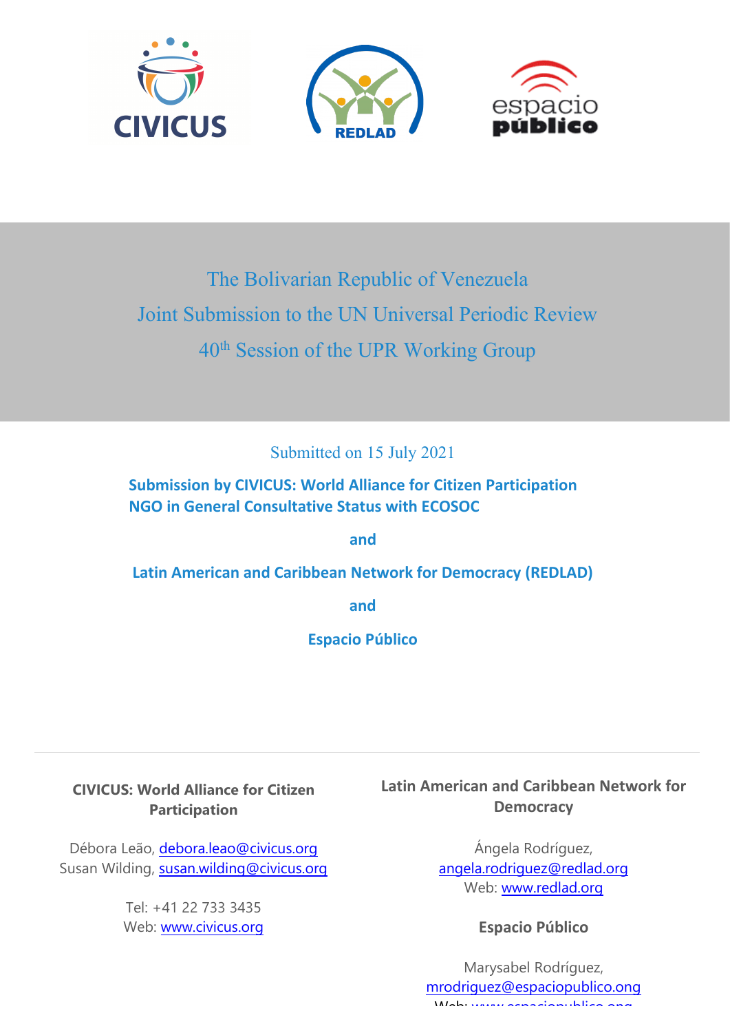# The Bolivarian Republic of Venezuela

# Joint Submission to the UN Universal Periodic Review

# 40th Session of the UPR Working Group

Submitted on 15 July 2021

**Submission by CIVICUS: World Alliance for Citizen Participation**
**NGO in General Consultative Status with ECOSOC**

**and**

**Latin American and Caribbean Network for Democracy (REDLAD)**

**and**

**Espacio Público**

---

**CIVICUS: World Alliance for Citizen Participation**

Débora Leão, debora.leao@civicus.org
Susan Wilding, susan.wilding@civicus.org

Tel: +41 22 733 3435
Web: www.civicus.org

**Latin American and Caribbean Network for Democracy**

Ángela Rodríguez,
angela.rodriguez@redlad.org
Web: www.redlad.org

**Espacio Público**

Marysabel Rodríguez,
mrodriguez@espaciopublico.ong
Web: www.espaciopublico.ong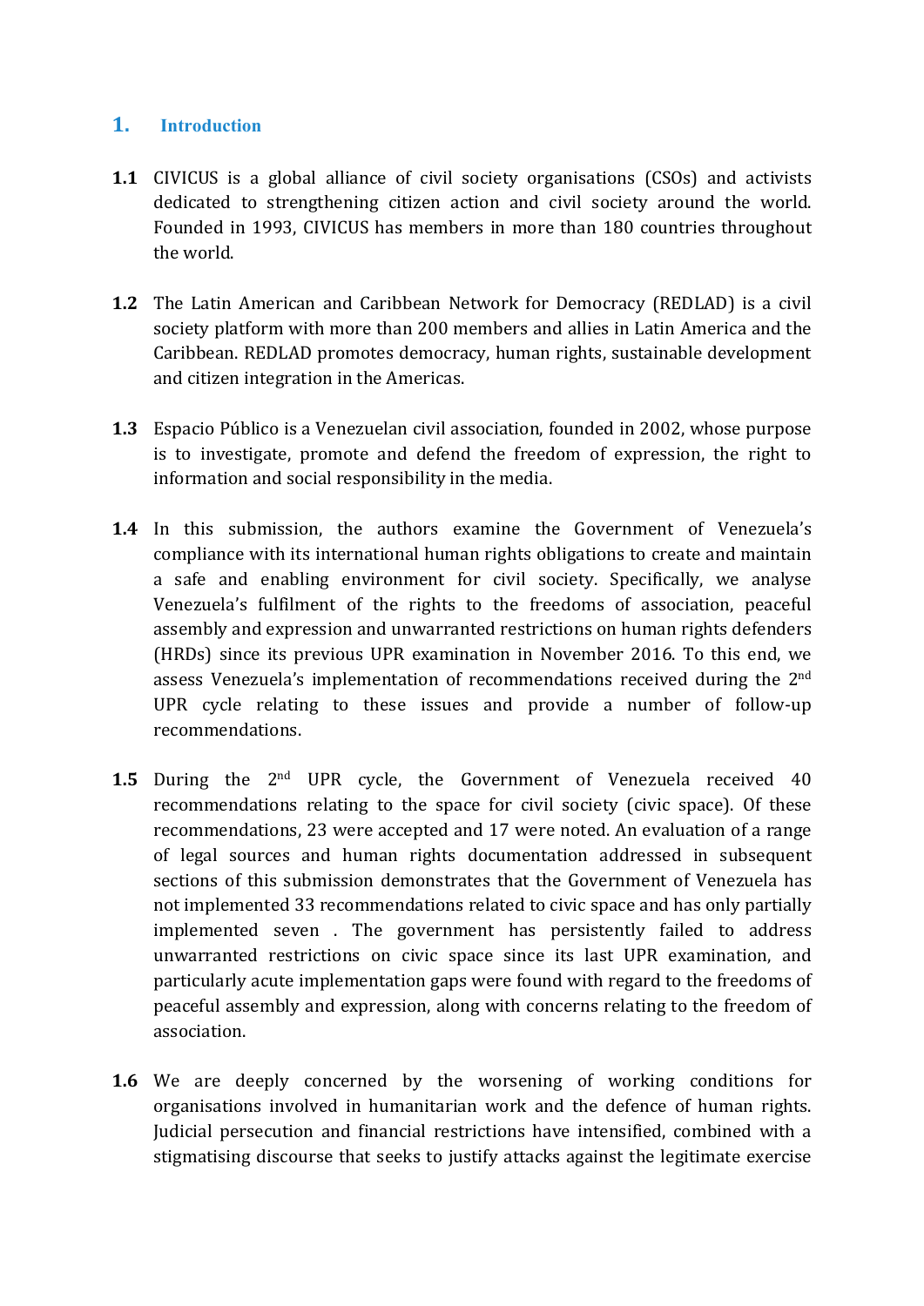## 1. Introduction

**1.1** CIVICUS is a global alliance of civil society organisations (CSOs) and activists dedicated to strengthening citizen action and civil society around the world. Founded in 1993, CIVICUS has members in more than 180 countries throughout the world.

**1.2** The Latin American and Caribbean Network for Democracy (REDLAD) is a civil society platform with more than 200 members and allies in Latin America and the Caribbean. REDLAD promotes democracy, human rights, sustainable development and citizen integration in the Americas.

**1.3** Espacio Público is a Venezuelan civil association, founded in 2002, whose purpose is to investigate, promote and defend the freedom of expression, the right to information and social responsibility in the media.

**1.4** In this submission, the authors examine the Government of Venezuela's compliance with its international human rights obligations to create and maintain a safe and enabling environment for civil society. Specifically, we analyse Venezuela's fulfilment of the rights to the freedoms of association, peaceful assembly and expression and unwarranted restrictions on human rights defenders (HRDs) since its previous UPR examination in November 2016. To this end, we assess Venezuela's implementation of recommendations received during the 2nd UPR cycle relating to these issues and provide a number of follow-up recommendations.

**1.5** During the 2nd UPR cycle, the Government of Venezuela received 40 recommendations relating to the space for civil society (civic space). Of these recommendations, 23 were accepted and 17 were noted. An evaluation of a range of legal sources and human rights documentation addressed in subsequent sections of this submission demonstrates that the Government of Venezuela has not implemented 33 recommendations related to civic space and has only partially implemented seven . The government has persistently failed to address unwarranted restrictions on civic space since its last UPR examination, and particularly acute implementation gaps were found with regard to the freedoms of peaceful assembly and expression, along with concerns relating to the freedom of association.

**1.6** We are deeply concerned by the worsening of working conditions for organisations involved in humanitarian work and the defence of human rights. Judicial persecution and financial restrictions have intensified, combined with a stigmatising discourse that seeks to justify attacks against the legitimate exercise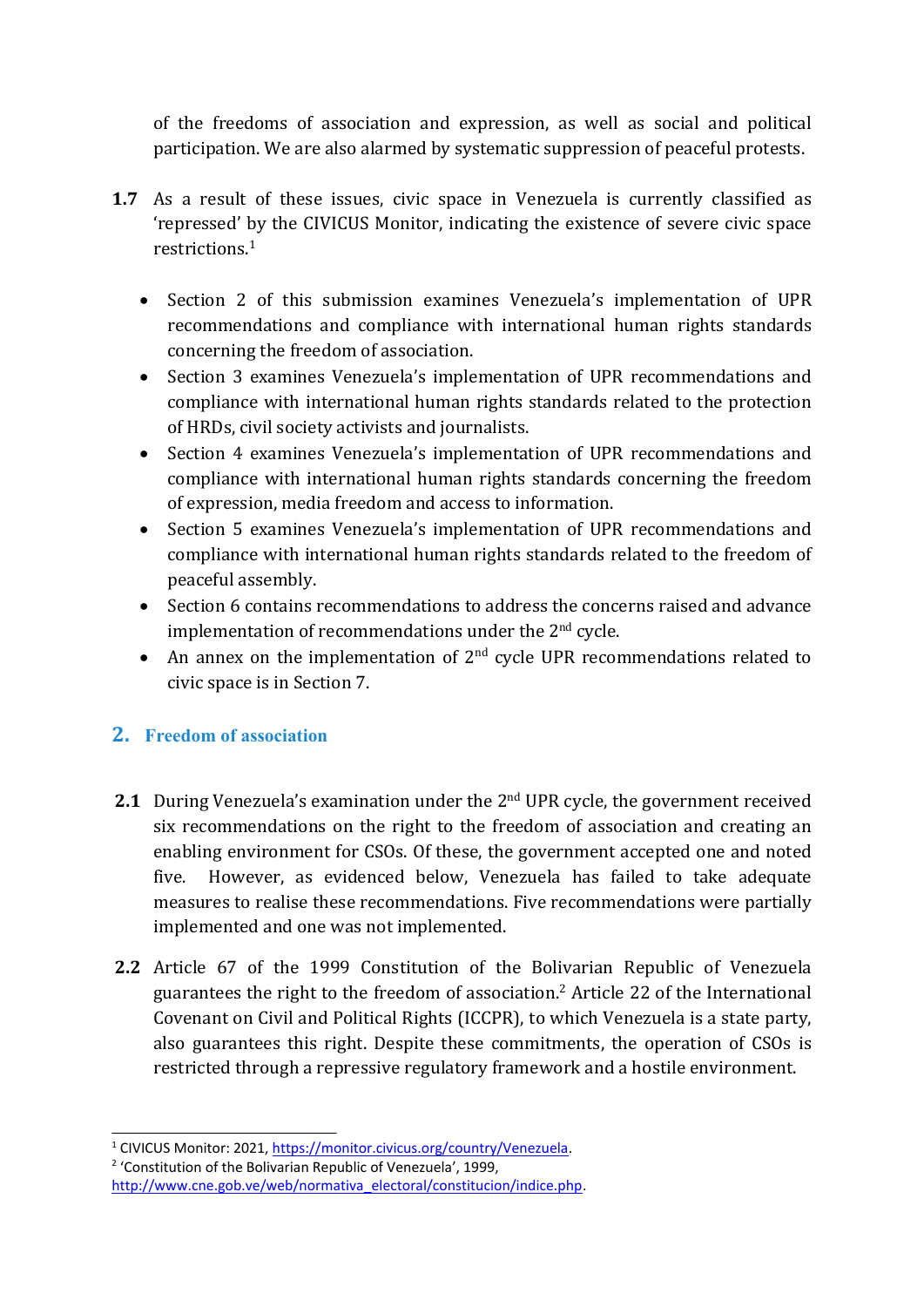of the freedoms of association and expression, as well as social and political participation. We are also alarmed by systematic suppression of peaceful protests.

**1.7** As a result of these issues, civic space in Venezuela is currently classified as 'repressed' by the CIVICUS Monitor, indicating the existence of severe civic space restrictions.[1]

- Section 2 of this submission examines Venezuela's implementation of UPR recommendations and compliance with international human rights standards concerning the freedom of association.
- Section 3 examines Venezuela's implementation of UPR recommendations and compliance with international human rights standards related to the protection of HRDs, civil society activists and journalists.
- Section 4 examines Venezuela's implementation of UPR recommendations and compliance with international human rights standards concerning the freedom of expression, media freedom and access to information.
- Section 5 examines Venezuela's implementation of UPR recommendations and compliance with international human rights standards related to the freedom of peaceful assembly.
- Section 6 contains recommendations to address the concerns raised and advance implementation of recommendations under the 2nd cycle.
- An annex on the implementation of 2nd cycle UPR recommendations related to civic space is in Section 7.

## 2. Freedom of association

**2.1** During Venezuela's examination under the 2nd UPR cycle, the government received six recommendations on the right to the freedom of association and creating an enabling environment for CSOs. Of these, the government accepted one and noted five. However, as evidenced below, Venezuela has failed to take adequate measures to realise these recommendations. Five recommendations were partially implemented and one was not implemented.

**2.2** Article 67 of the 1999 Constitution of the Bolivarian Republic of Venezuela guarantees the right to the freedom of association.[2] Article 22 of the International Covenant on Civil and Political Rights (ICCPR), to which Venezuela is a state party, also guarantees this right. Despite these commitments, the operation of CSOs is restricted through a repressive regulatory framework and a hostile environment.

---

[1] CIVICUS Monitor: 2021, https://monitor.civicus.org/country/Venezuela.

[2] 'Constitution of the Bolivarian Republic of Venezuela', 1999, http://www.cne.gob.ve/web/normativa_electoral/constitucion/indice.php.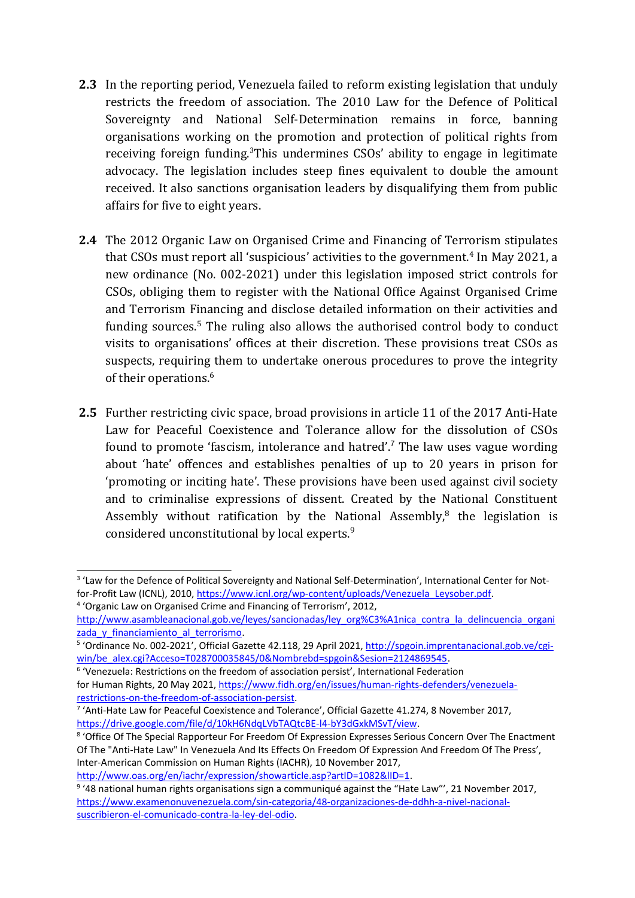**2.3** In the reporting period, Venezuela failed to reform existing legislation that unduly restricts the freedom of association. The 2010 Law for the Defence of Political Sovereignty and National Self-Determination remains in force, banning organisations working on the promotion and protection of political rights from receiving foreign funding.[3] This undermines CSOs' ability to engage in legitimate advocacy. The legislation includes steep fines equivalent to double the amount received. It also sanctions organisation leaders by disqualifying them from public affairs for five to eight years.

**2.4** The 2012 Organic Law on Organised Crime and Financing of Terrorism stipulates that CSOs must report all 'suspicious' activities to the government.[4] In May 2021, a new ordinance (No. 002-2021) under this legislation imposed strict controls for CSOs, obliging them to register with the National Office Against Organised Crime and Terrorism Financing and disclose detailed information on their activities and funding sources.[5] The ruling also allows the authorised control body to conduct visits to organisations' offices at their discretion. These provisions treat CSOs as suspects, requiring them to undertake onerous procedures to prove the integrity of their operations.[6]

**2.5** Further restricting civic space, broad provisions in article 11 of the 2017 Anti-Hate Law for Peaceful Coexistence and Tolerance allow for the dissolution of CSOs found to promote 'fascism, intolerance and hatred'.[7] The law uses vague wording about 'hate' offences and establishes penalties of up to 20 years in prison for 'promoting or inciting hate'. These provisions have been used against civil society and to criminalise expressions of dissent. Created by the National Constituent Assembly without ratification by the National Assembly,[8] the legislation is considered unconstitutional by local experts.[9]

---

[3] 'Law for the Defence of Political Sovereignty and National Self-Determination', International Center for Not-for-Profit Law (ICNL), 2010, https://www.icnl.org/wp-content/uploads/Venezuela_Leysober.pdf.

[4] 'Organic Law on Organised Crime and Financing of Terrorism', 2012, http://www.asambleanacional.gob.ve/leyes/sancionadas/ley_org%C3%A1nica_contra_la_delincuencia_organizada_y_financiamiento_al_terrorismo.

[5] 'Ordinance No. 002-2021', Official Gazette 42.118, 29 April 2021, http://spgoin.imprentanacional.gob.ve/cgi-win/be_alex.cgi?Acceso=T028700035845/0&Nombrebd=spgoin&Sesion=2124869545.

[6] 'Venezuela: Restrictions on the freedom of association persist', International Federation for Human Rights, 20 May 2021, https://www.fidh.org/en/issues/human-rights-defenders/venezuela-restrictions-on-the-freedom-of-association-persist.

[7] 'Anti-Hate Law for Peaceful Coexistence and Tolerance', Official Gazette 41.274, 8 November 2017, https://drive.google.com/file/d/10kH6NdqLVbTAQtcBE-l4-bY3dGxkMSvT/view.

[8] 'Office Of The Special Rapporteur For Freedom Of Expression Expresses Serious Concern Over The Enactment Of The "Anti-Hate Law" In Venezuela And Its Effects On Freedom Of Expression And Freedom Of The Press', Inter-American Commission on Human Rights (IACHR), 10 November 2017, http://www.oas.org/en/iachr/expression/showarticle.asp?artID=1082&lID=1.

[9] '48 national human rights organisations sign a communiqué against the "Hate Law"', 21 November 2017, https://www.examenonuvenezuela.com/sin-categoria/48-organizaciones-de-ddhh-a-nivel-nacional-suscribieron-el-comunicado-contra-la-ley-del-odio.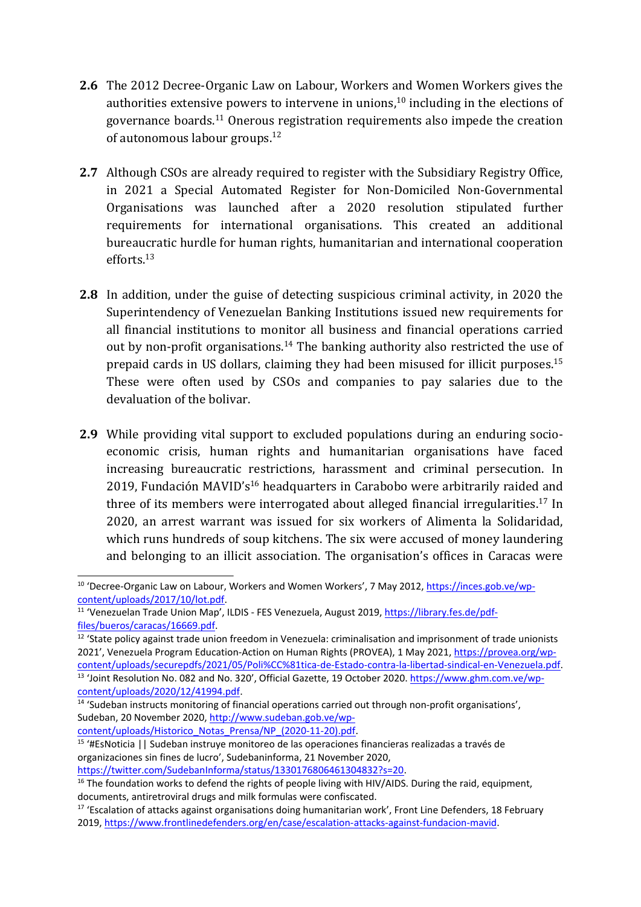**2.6** The 2012 Decree-Organic Law on Labour, Workers and Women Workers gives the authorities extensive powers to intervene in unions,[10] including in the elections of governance boards.[11] Onerous registration requirements also impede the creation of autonomous labour groups.[12]

**2.7** Although CSOs are already required to register with the Subsidiary Registry Office, in 2021 a Special Automated Register for Non-Domiciled Non-Governmental Organisations was launched after a 2020 resolution stipulated further requirements for international organisations. This created an additional bureaucratic hurdle for human rights, humanitarian and international cooperation efforts.[13]

**2.8** In addition, under the guise of detecting suspicious criminal activity, in 2020 the Superintendency of Venezuelan Banking Institutions issued new requirements for all financial institutions to monitor all business and financial operations carried out by non-profit organisations.[14] The banking authority also restricted the use of prepaid cards in US dollars, claiming they had been misused for illicit purposes.[15] These were often used by CSOs and companies to pay salaries due to the devaluation of the bolivar.

**2.9** While providing vital support to excluded populations during an enduring socio-economic crisis, human rights and humanitarian organisations have faced increasing bureaucratic restrictions, harassment and criminal persecution. In 2019, Fundación MAVID's[16] headquarters in Carabobo were arbitrarily raided and three of its members were interrogated about alleged financial irregularities.[17] In 2020, an arrest warrant was issued for six workers of Alimenta la Solidaridad, which runs hundreds of soup kitchens. The six were accused of money laundering and belonging to an illicit association. The organisation's offices in Caracas were

---

[10] 'Decree-Organic Law on Labour, Workers and Women Workers', 7 May 2012, https://inces.gob.ve/wp-content/uploads/2017/10/lot.pdf.

[11] 'Venezuelan Trade Union Map', ILDIS - FES Venezuela, August 2019, https://library.fes.de/pdf-files/bueros/caracas/16669.pdf.

[12] 'State policy against trade union freedom in Venezuela: criminalisation and imprisonment of trade unionists 2021', Venezuela Program Education-Action on Human Rights (PROVEA), 1 May 2021, https://provea.org/wp-content/uploads/securepdfs/2021/05/Poli%CC%81tica-de-Estado-contra-la-libertad-sindical-en-Venezuela.pdf.

[13] 'Joint Resolution No. 082 and No. 320', Official Gazette, 19 October 2020. https://www.ghm.com.ve/wp-content/uploads/2020/12/41994.pdf.

[14] 'Sudeban instructs monitoring of financial operations carried out through non-profit organisations', Sudeban, 20 November 2020, http://www.sudeban.gob.ve/wp-content/uploads/Historico_Notas_Prensa/NP_(2020-11-20).pdf.

[15] '#EsNoticia || Sudeban instruye monitoreo de las operaciones financieras realizadas a través de organizaciones sin fines de lucro', Sudebaninforma, 21 November 2020, https://twitter.com/SudebanInforma/status/1330176806461304832?s=20.

[16] The foundation works to defend the rights of people living with HIV/AIDS. During the raid, equipment, documents, antiretroviral drugs and milk formulas were confiscated.

[17] 'Escalation of attacks against organisations doing humanitarian work', Front Line Defenders, 18 February 2019, https://www.frontlinedefenders.org/en/case/escalation-attacks-against-fundacion-mavid.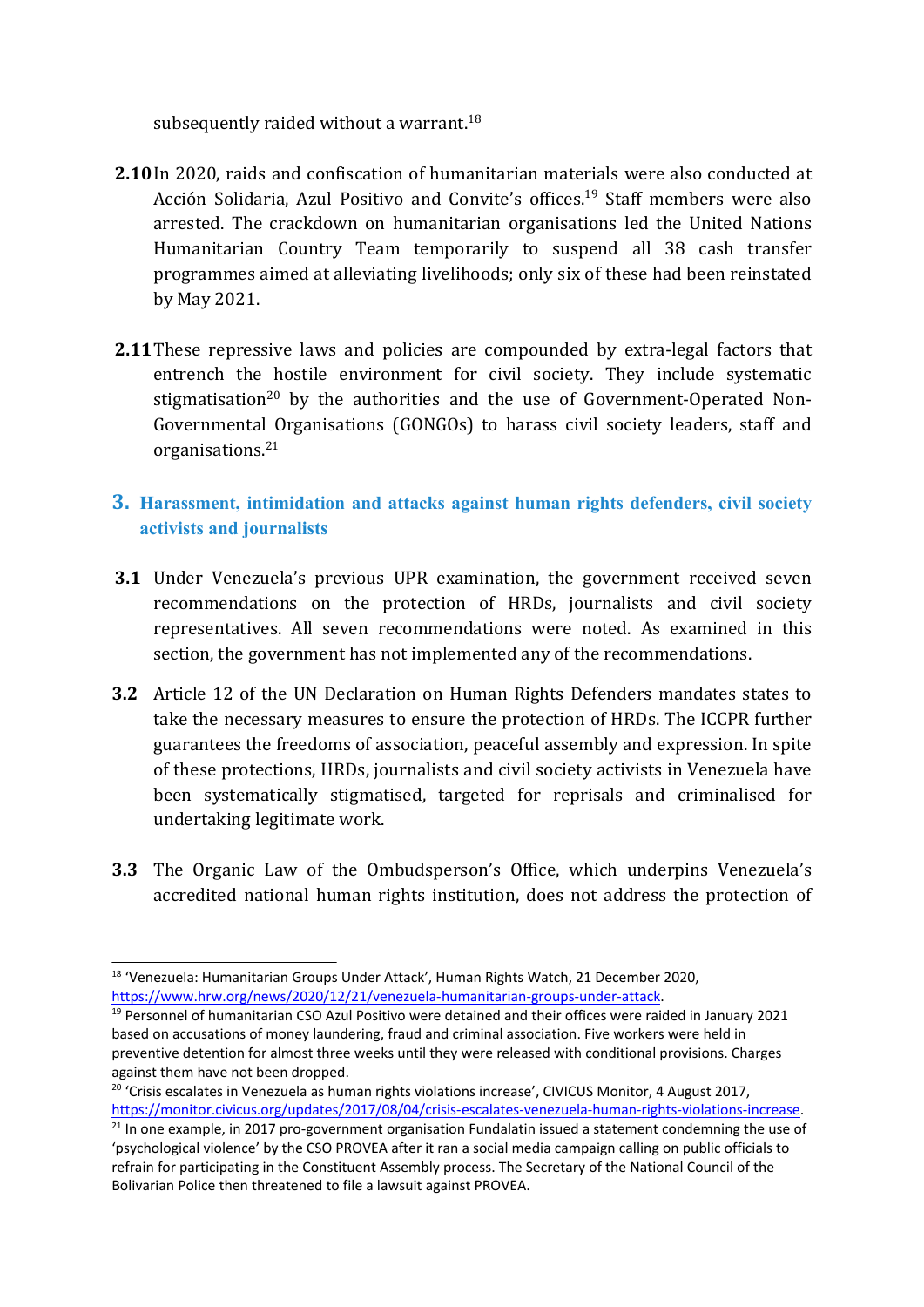subsequently raided without a warrant.[18]

**2.10** In 2020, raids and confiscation of humanitarian materials were also conducted at Acción Solidaria, Azul Positivo and Convite's offices.[19] Staff members were also arrested. The crackdown on humanitarian organisations led the United Nations Humanitarian Country Team temporarily to suspend all 38 cash transfer programmes aimed at alleviating livelihoods; only six of these had been reinstated by May 2021.

**2.11** These repressive laws and policies are compounded by extra-legal factors that entrench the hostile environment for civil society. They include systematic stigmatisation[20] by the authorities and the use of Government-Operated Non-Governmental Organisations (GONGOs) to harass civil society leaders, staff and organisations.[21]

## 3. Harassment, intimidation and attacks against human rights defenders, civil society activists and journalists

**3.1** Under Venezuela's previous UPR examination, the government received seven recommendations on the protection of HRDs, journalists and civil society representatives. All seven recommendations were noted. As examined in this section, the government has not implemented any of the recommendations.

**3.2** Article 12 of the UN Declaration on Human Rights Defenders mandates states to take the necessary measures to ensure the protection of HRDs. The ICCPR further guarantees the freedoms of association, peaceful assembly and expression. In spite of these protections, HRDs, journalists and civil society activists in Venezuela have been systematically stigmatised, targeted for reprisals and criminalised for undertaking legitimate work.

**3.3** The Organic Law of the Ombudsperson's Office, which underpins Venezuela's accredited national human rights institution, does not address the protection of

---

[18] 'Venezuela: Humanitarian Groups Under Attack', Human Rights Watch, 21 December 2020, https://www.hrw.org/news/2020/12/21/venezuela-humanitarian-groups-under-attack.

[19] Personnel of humanitarian CSO Azul Positivo were detained and their offices were raided in January 2021 based on accusations of money laundering, fraud and criminal association. Five workers were held in preventive detention for almost three weeks until they were released with conditional provisions. Charges against them have not been dropped.

[20] 'Crisis escalates in Venezuela as human rights violations increase', CIVICUS Monitor, 4 August 2017, https://monitor.civicus.org/updates/2017/08/04/crisis-escalates-venezuela-human-rights-violations-increase.

[21] In one example, in 2017 pro-government organisation Fundalatin issued a statement condemning the use of 'psychological violence' by the CSO PROVEA after it ran a social media campaign calling on public officials to refrain for participating in the Constituent Assembly process. The Secretary of the National Council of the Bolivarian Police then threatened to file a lawsuit against PROVEA.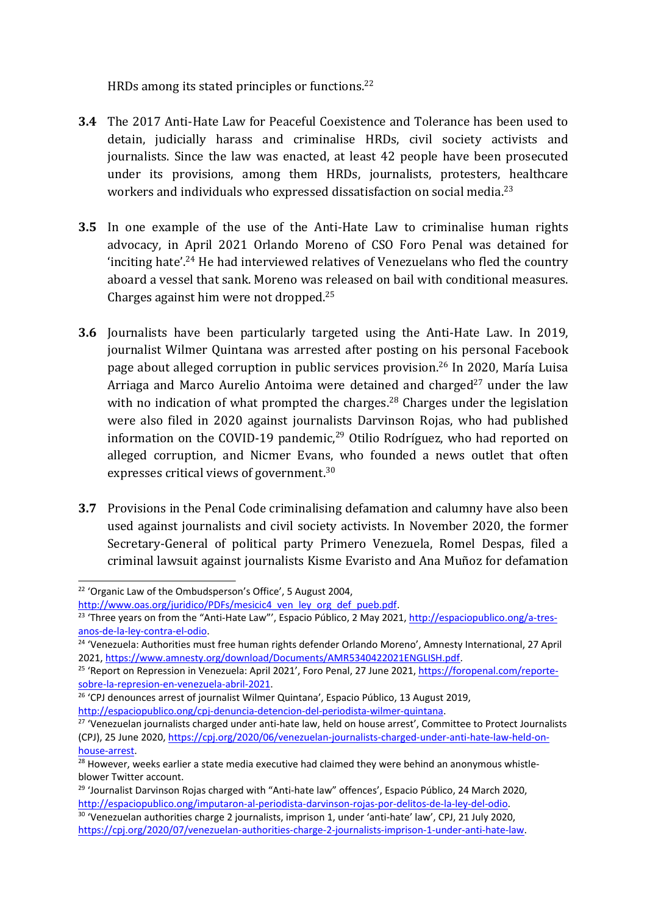HRDs among its stated principles or functions.[22]

**3.4** The 2017 Anti-Hate Law for Peaceful Coexistence and Tolerance has been used to detain, judicially harass and criminalise HRDs, civil society activists and journalists. Since the law was enacted, at least 42 people have been prosecuted under its provisions, among them HRDs, journalists, protesters, healthcare workers and individuals who expressed dissatisfaction on social media.[23]

**3.5** In one example of the use of the Anti-Hate Law to criminalise human rights advocacy, in April 2021 Orlando Moreno of CSO Foro Penal was detained for 'inciting hate'.[24] He had interviewed relatives of Venezuelans who fled the country aboard a vessel that sank. Moreno was released on bail with conditional measures. Charges against him were not dropped.[25]

**3.6** Journalists have been particularly targeted using the Anti-Hate Law. In 2019, journalist Wilmer Quintana was arrested after posting on his personal Facebook page about alleged corruption in public services provision.[26] In 2020, María Luisa Arriaga and Marco Aurelio Antoima were detained and charged[27] under the law with no indication of what prompted the charges.[28] Charges under the legislation were also filed in 2020 against journalists Darvinson Rojas, who had published information on the COVID-19 pandemic,[29] Otilio Rodríguez, who had reported on alleged corruption, and Nicmer Evans, who founded a news outlet that often expresses critical views of government.[30]

**3.7** Provisions in the Penal Code criminalising defamation and calumny have also been used against journalists and civil society activists. In November 2020, the former Secretary-General of political party Primero Venezuela, Romel Despas, filed a criminal lawsuit against journalists Kisme Evaristo and Ana Muñoz for defamation

---

[22] 'Organic Law of the Ombudsperson's Office', 5 August 2004, http://www.oas.org/juridico/PDFs/mesicic4_ven_ley_org_def_pueb.pdf.

[23] 'Three years on from the "Anti-Hate Law"', Espacio Público, 2 May 2021, http://espaciopublico.ong/a-tres-anos-de-la-ley-contra-el-odio.

[24] 'Venezuela: Authorities must free human rights defender Orlando Moreno', Amnesty International, 27 April 2021, https://www.amnesty.org/download/Documents/AMR5340422021ENGLISH.pdf.

[25] 'Report on Repression in Venezuela: April 2021', Foro Penal, 27 June 2021, https://foropenal.com/reporte-sobre-la-represion-en-venezuela-abril-2021.

[26] 'CPJ denounces arrest of journalist Wilmer Quintana', Espacio Público, 13 August 2019, http://espaciopublico.ong/cpj-denuncia-detencion-del-periodista-wilmer-quintana.

[27] 'Venezuelan journalists charged under anti-hate law, held on house arrest', Committee to Protect Journalists (CPJ), 25 June 2020, https://cpj.org/2020/06/venezuelan-journalists-charged-under-anti-hate-law-held-on-house-arrest.

[28] However, weeks earlier a state media executive had claimed they were behind an anonymous whistle-blower Twitter account.

[29] 'Journalist Darvinson Rojas charged with "Anti-hate law" offences', Espacio Público, 24 March 2020, http://espaciopublico.ong/imputaron-al-periodista-darvinson-rojas-por-delitos-de-la-ley-del-odio.

[30] 'Venezuelan authorities charge 2 journalists, imprison 1, under 'anti-hate' law', CPJ, 21 July 2020, https://cpj.org/2020/07/venezuelan-authorities-charge-2-journalists-imprison-1-under-anti-hate-law.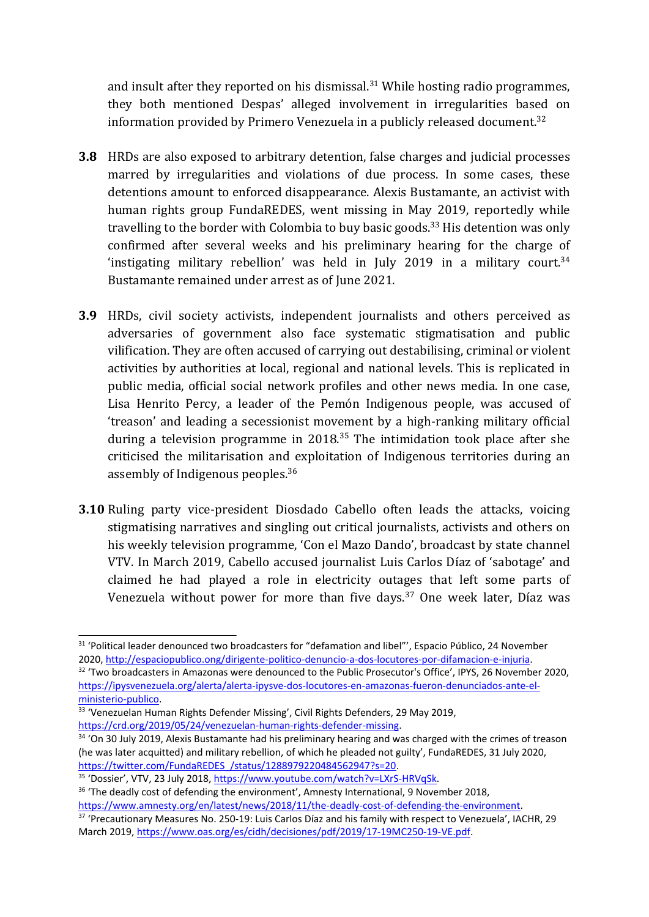and insult after they reported on his dismissal.[31] While hosting radio programmes, they both mentioned Despas' alleged involvement in irregularities based on information provided by Primero Venezuela in a publicly released document.[32]

**3.8** HRDs are also exposed to arbitrary detention, false charges and judicial processes marred by irregularities and violations of due process. In some cases, these detentions amount to enforced disappearance. Alexis Bustamante, an activist with human rights group FundaREDES, went missing in May 2019, reportedly while travelling to the border with Colombia to buy basic goods.[33] His detention was only confirmed after several weeks and his preliminary hearing for the charge of 'instigating military rebellion' was held in July 2019 in a military court.[34] Bustamante remained under arrest as of June 2021.

**3.9** HRDs, civil society activists, independent journalists and others perceived as adversaries of government also face systematic stigmatisation and public vilification. They are often accused of carrying out destabilising, criminal or violent activities by authorities at local, regional and national levels. This is replicated in public media, official social network profiles and other news media. In one case, Lisa Henrito Percy, a leader of the Pemón Indigenous people, was accused of 'treason' and leading a secessionist movement by a high-ranking military official during a television programme in 2018.[35] The intimidation took place after she criticised the militarisation and exploitation of Indigenous territories during an assembly of Indigenous peoples.[36]

**3.10** Ruling party vice-president Diosdado Cabello often leads the attacks, voicing stigmatising narratives and singling out critical journalists, activists and others on his weekly television programme, 'Con el Mazo Dando', broadcast by state channel VTV. In March 2019, Cabello accused journalist Luis Carlos Díaz of 'sabotage' and claimed he had played a role in electricity outages that left some parts of Venezuela without power for more than five days.[37] One week later, Díaz was

---

[31] 'Political leader denounced two broadcasters for "defamation and libel"', Espacio Público, 24 November 2020, http://espaciopublico.ong/dirigente-politico-denuncio-a-dos-locutores-por-difamacion-e-injuria.

[32] 'Two broadcasters in Amazonas were denounced to the Public Prosecutor's Office', IPYS, 26 November 2020, https://ipysvenezuela.org/alerta/alerta-ipysve-dos-locutores-en-amazonas-fueron-denunciados-ante-el-ministerio-publico.

[33] 'Venezuelan Human Rights Defender Missing', Civil Rights Defenders, 29 May 2019, https://crd.org/2019/05/24/venezuelan-human-rights-defender-missing.

[34] 'On 30 July 2019, Alexis Bustamante had his preliminary hearing and was charged with the crimes of treason (he was later acquitted) and military rebellion, of which he pleaded not guilty', FundaREDES, 31 July 2020, https://twitter.com/FundaREDES_/status/1288979220484562947?s=20.

[35] 'Dossier', VTV, 23 July 2018, https://www.youtube.com/watch?v=LXrS-HRVqSk.

[36] 'The deadly cost of defending the environment', Amnesty International, 9 November 2018, https://www.amnesty.org/en/latest/news/2018/11/the-deadly-cost-of-defending-the-environment.

[37] 'Precautionary Measures No. 250-19: Luis Carlos Díaz and his family with respect to Venezuela', IACHR, 29 March 2019, https://www.oas.org/es/cidh/decisiones/pdf/2019/17-19MC250-19-VE.pdf.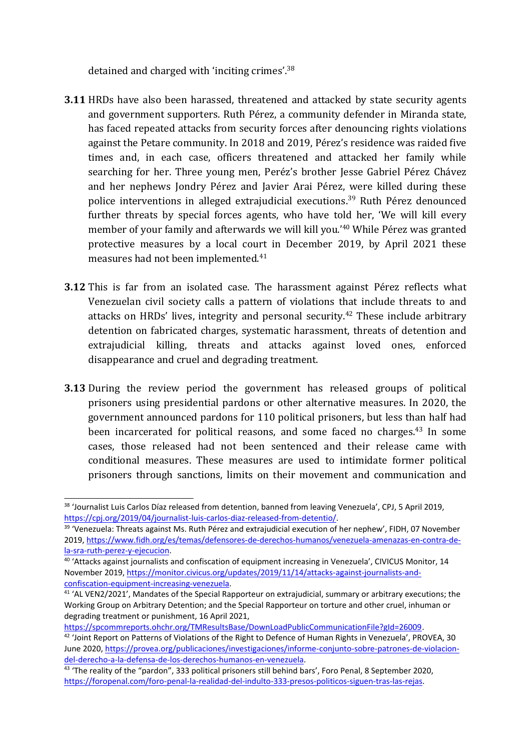detained and charged with 'inciting crimes'.[38]

**3.11** HRDs have also been harassed, threatened and attacked by state security agents and government supporters. Ruth Pérez, a community defender in Miranda state, has faced repeated attacks from security forces after denouncing rights violations against the Petare community. In 2018 and 2019, Pérez's residence was raided five times and, in each case, officers threatened and attacked her family while searching for her. Three young men, Peréz's brother Jesse Gabriel Pérez Chávez and her nephews Jondry Pérez and Javier Arai Pérez, were killed during these police interventions in alleged extrajudicial executions.[39] Ruth Pérez denounced further threats by special forces agents, who have told her, 'We will kill every member of your family and afterwards we will kill you.'[40] While Pérez was granted protective measures by a local court in December 2019, by April 2021 these measures had not been implemented.[41]

**3.12** This is far from an isolated case. The harassment against Pérez reflects what Venezuelan civil society calls a pattern of violations that include threats to and attacks on HRDs' lives, integrity and personal security.[42] These include arbitrary detention on fabricated charges, systematic harassment, threats of detention and extrajudicial killing, threats and attacks against loved ones, enforced disappearance and cruel and degrading treatment.

**3.13** During the review period the government has released groups of political prisoners using presidential pardons or other alternative measures. In 2020, the government announced pardons for 110 political prisoners, but less than half had been incarcerated for political reasons, and some faced no charges.[43] In some cases, those released had not been sentenced and their release came with conditional measures. These measures are used to intimidate former political prisoners through sanctions, limits on their movement and communication and

---

[38] 'Journalist Luis Carlos Díaz released from detention, banned from leaving Venezuela', CPJ, 5 April 2019, https://cpj.org/2019/04/journalist-luis-carlos-diaz-released-from-detentio/.

[39] 'Venezuela: Threats against Ms. Ruth Pérez and extrajudicial execution of her nephew', FIDH, 07 November 2019, https://www.fidh.org/es/temas/defensores-de-derechos-humanos/venezuela-amenazas-en-contra-de-la-sra-ruth-perez-y-ejecucion.

[40] 'Attacks against journalists and confiscation of equipment increasing in Venezuela', CIVICUS Monitor, 14 November 2019, https://monitor.civicus.org/updates/2019/11/14/attacks-against-journalists-and-confiscation-equipment-increasing-venezuela.

[41] 'AL VEN2/2021', Mandates of the Special Rapporteur on extrajudicial, summary or arbitrary executions; the Working Group on Arbitrary Detention; and the Special Rapporteur on torture and other cruel, inhuman or degrading treatment or punishment, 16 April 2021, https://spcommreports.ohchr.org/TMResultsBase/DownLoadPublicCommunicationFile?gId=26009.

[42] 'Joint Report on Patterns of Violations of the Right to Defence of Human Rights in Venezuela', PROVEA, 30 June 2020, https://provea.org/publicaciones/investigaciones/informe-conjunto-sobre-patrones-de-violacion-del-derecho-a-la-defensa-de-los-derechos-humanos-en-venezuela.

[43] 'The reality of the "pardon", 333 political prisoners still behind bars', Foro Penal, 8 September 2020, https://foropenal.com/foro-penal-la-realidad-del-indulto-333-presos-politicos-siguen-tras-las-rejas.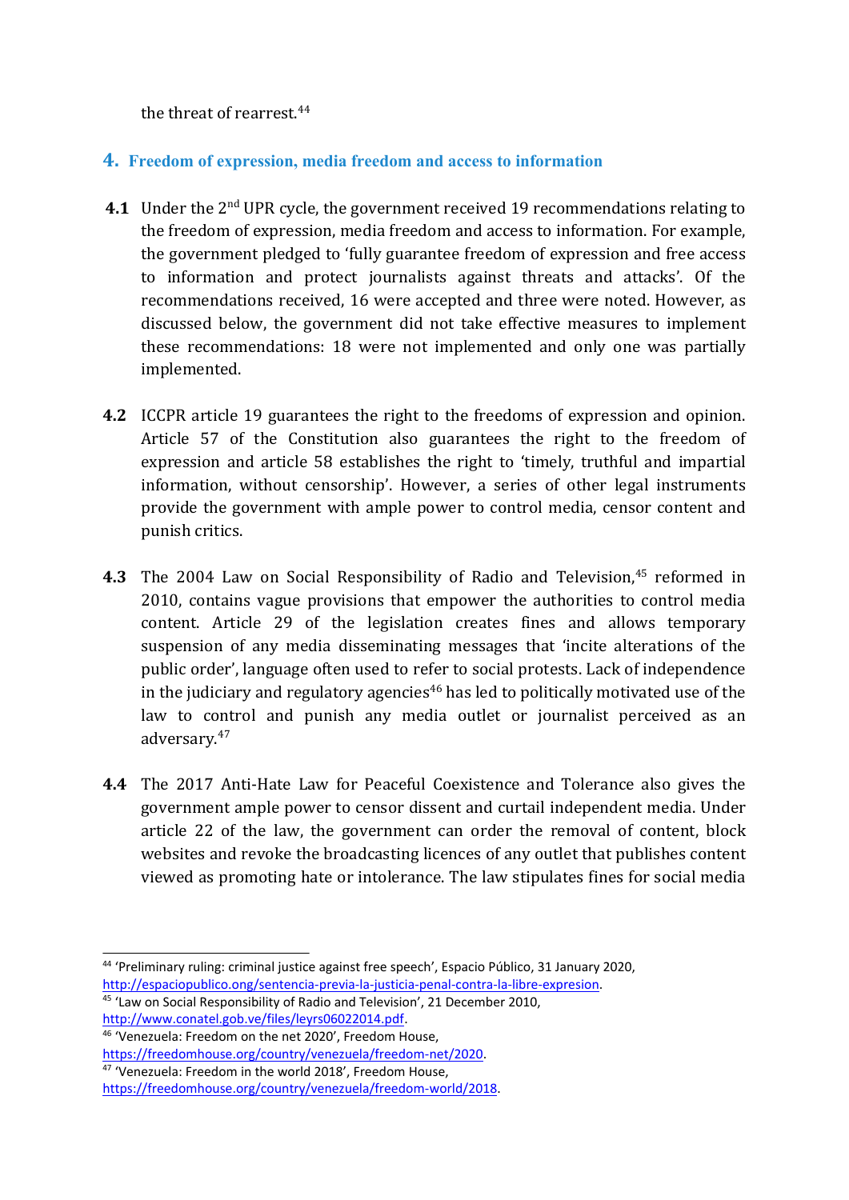the threat of rearrest.[44]

## 4. Freedom of expression, media freedom and access to information

**4.1** Under the 2nd UPR cycle, the government received 19 recommendations relating to the freedom of expression, media freedom and access to information. For example, the government pledged to 'fully guarantee freedom of expression and free access to information and protect journalists against threats and attacks'. Of the recommendations received, 16 were accepted and three were noted. However, as discussed below, the government did not take effective measures to implement these recommendations: 18 were not implemented and only one was partially implemented.

**4.2** ICCPR article 19 guarantees the right to the freedoms of expression and opinion. Article 57 of the Constitution also guarantees the right to the freedom of expression and article 58 establishes the right to 'timely, truthful and impartial information, without censorship'. However, a series of other legal instruments provide the government with ample power to control media, censor content and punish critics.

**4.3** The 2004 Law on Social Responsibility of Radio and Television,[45] reformed in 2010, contains vague provisions that empower the authorities to control media content. Article 29 of the legislation creates fines and allows temporary suspension of any media disseminating messages that 'incite alterations of the public order', language often used to refer to social protests. Lack of independence in the judiciary and regulatory agencies[46] has led to politically motivated use of the law to control and punish any media outlet or journalist perceived as an adversary.[47]

**4.4** The 2017 Anti-Hate Law for Peaceful Coexistence and Tolerance also gives the government ample power to censor dissent and curtail independent media. Under article 22 of the law, the government can order the removal of content, block websites and revoke the broadcasting licences of any outlet that publishes content viewed as promoting hate or intolerance. The law stipulates fines for social media

---

[44] 'Preliminary ruling: criminal justice against free speech', Espacio Público, 31 January 2020, http://espaciopublico.org/sentencia-previa-la-justicia-penal-contra-la-libre-expresion.

[45] 'Law on Social Responsibility of Radio and Television', 21 December 2010, http://www.conatel.gob.ve/files/leyrs06022014.pdf.

[46] 'Venezuela: Freedom on the net 2020', Freedom House, https://freedomhouse.org/country/venezuela/freedom-net/2020.

[47] 'Venezuela: Freedom in the world 2018', Freedom House, https://freedomhouse.org/country/venezuela/freedom-world/2018.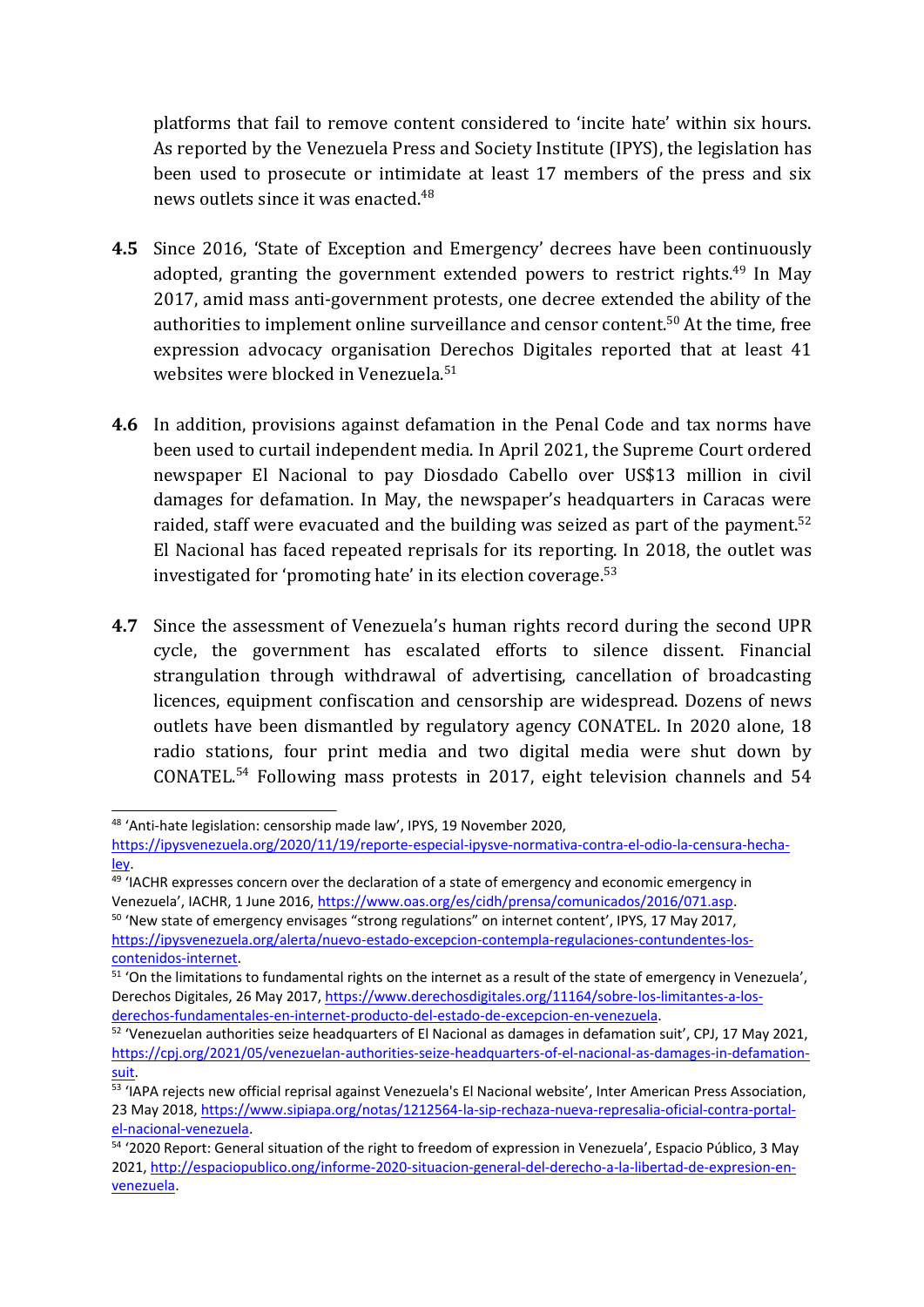platforms that fail to remove content considered to 'incite hate' within six hours. As reported by the Venezuela Press and Society Institute (IPYS), the legislation has been used to prosecute or intimidate at least 17 members of the press and six news outlets since it was enacted.[48]

**4.5** Since 2016, 'State of Exception and Emergency' decrees have been continuously adopted, granting the government extended powers to restrict rights.[49] In May 2017, amid mass anti-government protests, one decree extended the ability of the authorities to implement online surveillance and censor content.[50] At the time, free expression advocacy organisation Derechos Digitales reported that at least 41 websites were blocked in Venezuela.[51]

**4.6** In addition, provisions against defamation in the Penal Code and tax norms have been used to curtail independent media. In April 2021, the Supreme Court ordered newspaper El Nacional to pay Diosdado Cabello over US$13 million in civil damages for defamation. In May, the newspaper's headquarters in Caracas were raided, staff were evacuated and the building was seized as part of the payment.[52] El Nacional has faced repeated reprisals for its reporting. In 2018, the outlet was investigated for 'promoting hate' in its election coverage.[53]

**4.7** Since the assessment of Venezuela's human rights record during the second UPR cycle, the government has escalated efforts to silence dissent. Financial strangulation through withdrawal of advertising, cancellation of broadcasting licences, equipment confiscation and censorship are widespread. Dozens of news outlets have been dismantled by regulatory agency CONATEL. In 2020 alone, 18 radio stations, four print media and two digital media were shut down by CONATEL.[54] Following mass protests in 2017, eight television channels and 54

---

[48] 'Anti-hate legislation: censorship made law', IPYS, 19 November 2020, https://ipysvenezuela.org/2020/11/19/reporte-especial-ipysve-normativa-contra-el-odio-la-censura-hecha-ley.

[49] 'IACHR expresses concern over the declaration of a state of emergency and economic emergency in Venezuela', IACHR, 1 June 2016, https://www.oas.org/es/cidh/prensa/comunicados/2016/071.asp.

[50] 'New state of emergency envisages "strong regulations" on internet content', IPYS, 17 May 2017, https://ipysvenezuela.org/alerta/nuevo-estado-excepcion-contempla-regulaciones-contundentes-los-contenidos-internet.

[51] 'On the limitations to fundamental rights on the internet as a result of the state of emergency in Venezuela', Derechos Digitales, 26 May 2017, https://www.derechosdigitales.org/11164/sobre-los-limitantes-a-los-derechos-fundamentales-en-internet-producto-del-estado-de-excepcion-en-venezuela.

[52] 'Venezuelan authorities seize headquarters of El Nacional as damages in defamation suit', CPJ, 17 May 2021, https://cpj.org/2021/05/venezuelan-authorities-seize-headquarters-of-el-nacional-as-damages-in-defamation-suit.

[53] 'IAPA rejects new official reprisal against Venezuela's El Nacional website', Inter American Press Association, 23 May 2018, https://www.sipiapa.org/notas/1212564-la-sip-rechaza-nueva-represalia-oficial-contra-portal-el-nacional-venezuela.

[54] '2020 Report: General situation of the right to freedom of expression in Venezuela', Espacio Público, 3 May 2021, http://espaciopublico.ong/informe-2020-situacion-general-del-derecho-a-la-libertad-de-expresion-en-venezuela.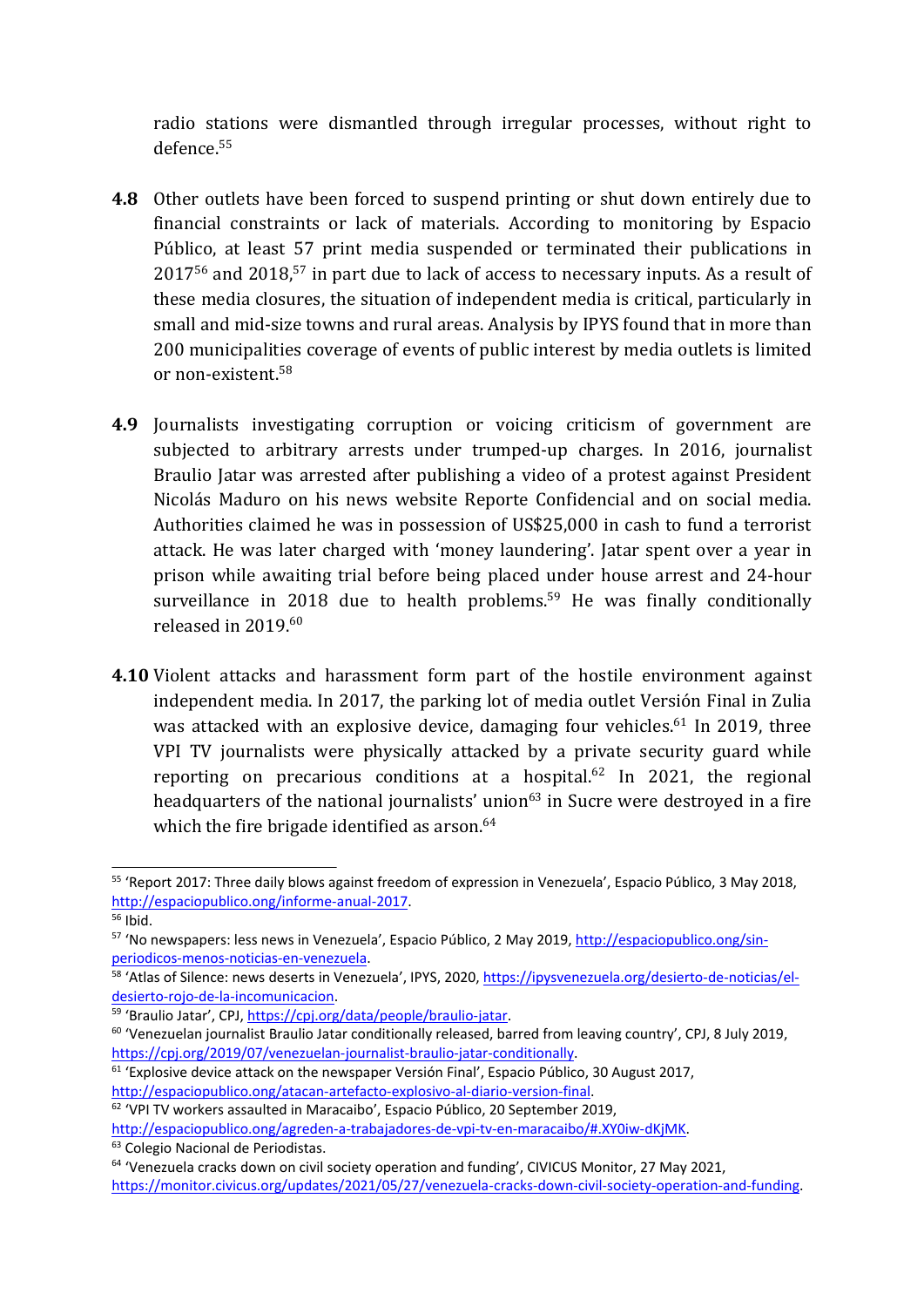radio stations were dismantled through irregular processes, without right to defence.[55]

**4.8** Other outlets have been forced to suspend printing or shut down entirely due to financial constraints or lack of materials. According to monitoring by Espacio Público, at least 57 print media suspended or terminated their publications in 2017[56] and 2018,[57] in part due to lack of access to necessary inputs. As a result of these media closures, the situation of independent media is critical, particularly in small and mid-size towns and rural areas. Analysis by IPYS found that in more than 200 municipalities coverage of events of public interest by media outlets is limited or non-existent.[58]

**4.9** Journalists investigating corruption or voicing criticism of government are subjected to arbitrary arrests under trumped-up charges. In 2016, journalist Braulio Jatar was arrested after publishing a video of a protest against President Nicolás Maduro on his news website Reporte Confidencial and on social media. Authorities claimed he was in possession of US$25,000 in cash to fund a terrorist attack. He was later charged with 'money laundering'. Jatar spent over a year in prison while awaiting trial before being placed under house arrest and 24-hour surveillance in 2018 due to health problems.[59] He was finally conditionally released in 2019.[60]

**4.10** Violent attacks and harassment form part of the hostile environment against independent media. In 2017, the parking lot of media outlet Versión Final in Zulia was attacked with an explosive device, damaging four vehicles.[61] In 2019, three VPI TV journalists were physically attacked by a private security guard while reporting on precarious conditions at a hospital.[62] In 2021, the regional headquarters of the national journalists' union[63] in Sucre were destroyed in a fire which the fire brigade identified as arson.[64]

---

[55] 'Report 2017: Three daily blows against freedom of expression in Venezuela', Espacio Público, 3 May 2018, http://espaciopublico.org/informe-anual-2017.

[56] Ibid.

[57] 'No newspapers: less news in Venezuela', Espacio Público, 2 May 2019, http://espaciopublico.org/sin-periodicos-menos-noticias-en-venezuela.

[58] 'Atlas of Silence: news deserts in Venezuela', IPYS, 2020, https://ipysvenezuela.org/desierto-de-noticias/el-desierto-rojo-de-la-incomunicacion.

[59] 'Braulio Jatar', CPJ, https://cpj.org/data/people/braulio-jatar.

[60] 'Venezuelan journalist Braulio Jatar conditionally released, barred from leaving country', CPJ, 8 July 2019, https://cpj.org/2019/07/venezuelan-journalist-braulio-jatar-conditionally.

[61] 'Explosive device attack on the newspaper Versión Final', Espacio Público, 30 August 2017, http://espaciopublico.org/atacan-artefacto-explosivo-al-diario-version-final.

[62] 'VPI TV workers assaulted in Maracaibo', Espacio Público, 20 September 2019, http://espaciopublico.org/agreden-a-trabajadores-de-vpi-tv-en-maracaibo/#.XY0iw-dKjMK.

[63] Colegio Nacional de Periodistas.

[64] 'Venezuela cracks down on civil society operation and funding', CIVICUS Monitor, 27 May 2021, https://monitor.civicus.org/updates/2021/05/27/venezuela-cracks-down-civil-society-operation-and-funding.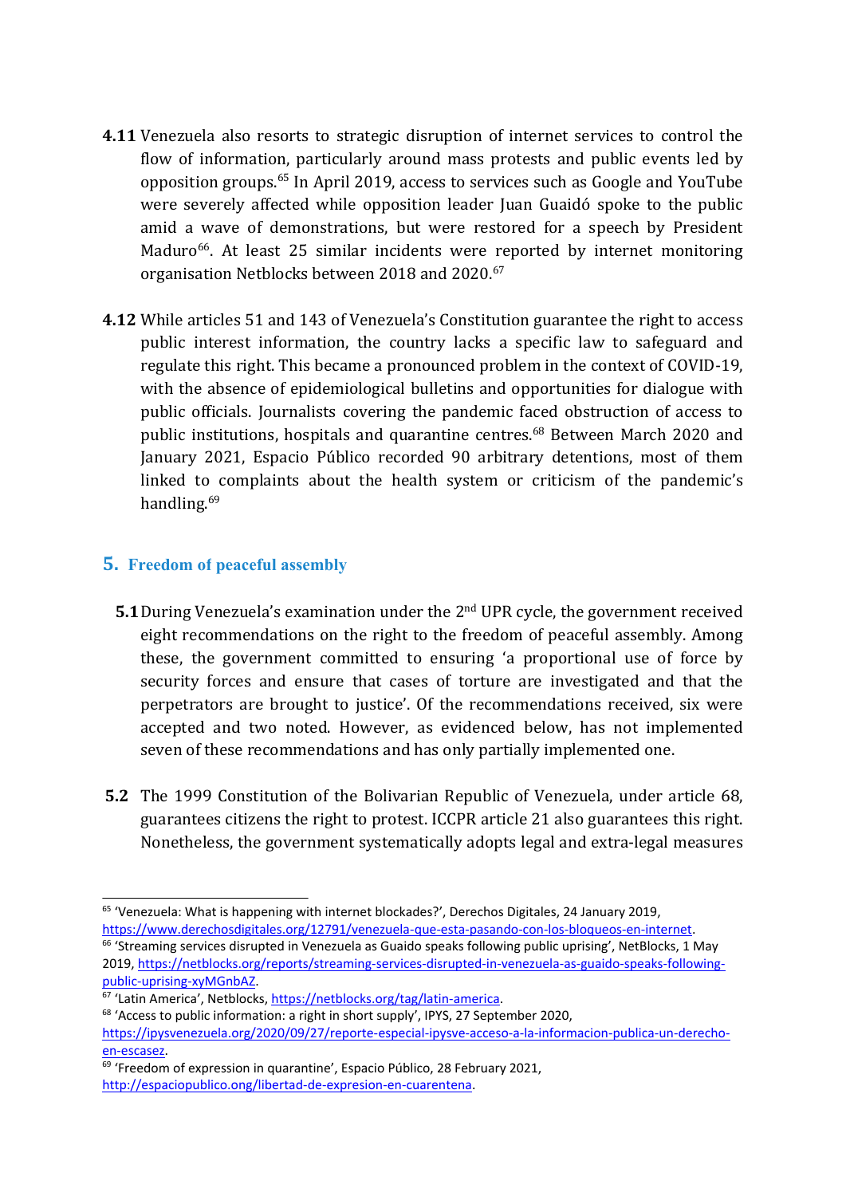**4.11** Venezuela also resorts to strategic disruption of internet services to control the flow of information, particularly around mass protests and public events led by opposition groups.[65] In April 2019, access to services such as Google and YouTube were severely affected while opposition leader Juan Guaidó spoke to the public amid a wave of demonstrations, but were restored for a speech by President Maduro[66]. At least 25 similar incidents were reported by internet monitoring organisation Netblocks between 2018 and 2020.[67]

**4.12** While articles 51 and 143 of Venezuela's Constitution guarantee the right to access public interest information, the country lacks a specific law to safeguard and regulate this right. This became a pronounced problem in the context of COVID-19, with the absence of epidemiological bulletins and opportunities for dialogue with public officials. Journalists covering the pandemic faced obstruction of access to public institutions, hospitals and quarantine centres.[68] Between March 2020 and January 2021, Espacio Público recorded 90 arbitrary detentions, most of them linked to complaints about the health system or criticism of the pandemic's handling.[69]

## 5. Freedom of peaceful assembly

**5.1** During Venezuela's examination under the 2nd UPR cycle, the government received eight recommendations on the right to the freedom of peaceful assembly. Among these, the government committed to ensuring 'a proportional use of force by security forces and ensure that cases of torture are investigated and that the perpetrators are brought to justice'. Of the recommendations received, six were accepted and two noted. However, as evidenced below, has not implemented seven of these recommendations and has only partially implemented one.

**5.2** The 1999 Constitution of the Bolivarian Republic of Venezuela, under article 68, guarantees citizens the right to protest. ICCPR article 21 also guarantees this right. Nonetheless, the government systematically adopts legal and extra-legal measures

---

[65] 'Venezuela: What is happening with internet blockades?', Derechos Digitales, 24 January 2019, https://www.derechosdigitales.org/12791/venezuela-que-esta-pasando-con-los-bloqueos-en-internet.

[66] 'Streaming services disrupted in Venezuela as Guaido speaks following public uprising', NetBlocks, 1 May 2019, https://netblocks.org/reports/streaming-services-disrupted-in-venezuela-as-guaido-speaks-following-public-uprising-xyMGnbAZ.

[67] 'Latin America', Netblocks, https://netblocks.org/tag/latin-america.

[68] 'Access to public information: a right in short supply', IPYS, 27 September 2020, https://ipysvenezuela.org/2020/09/27/reporte-especial-ipysve-acceso-a-la-informacion-publica-un-derecho-en-escasez.

[69] 'Freedom of expression in quarantine', Espacio Público, 28 February 2021, http://espaciopublico.ong/libertad-de-expresion-en-cuarentena.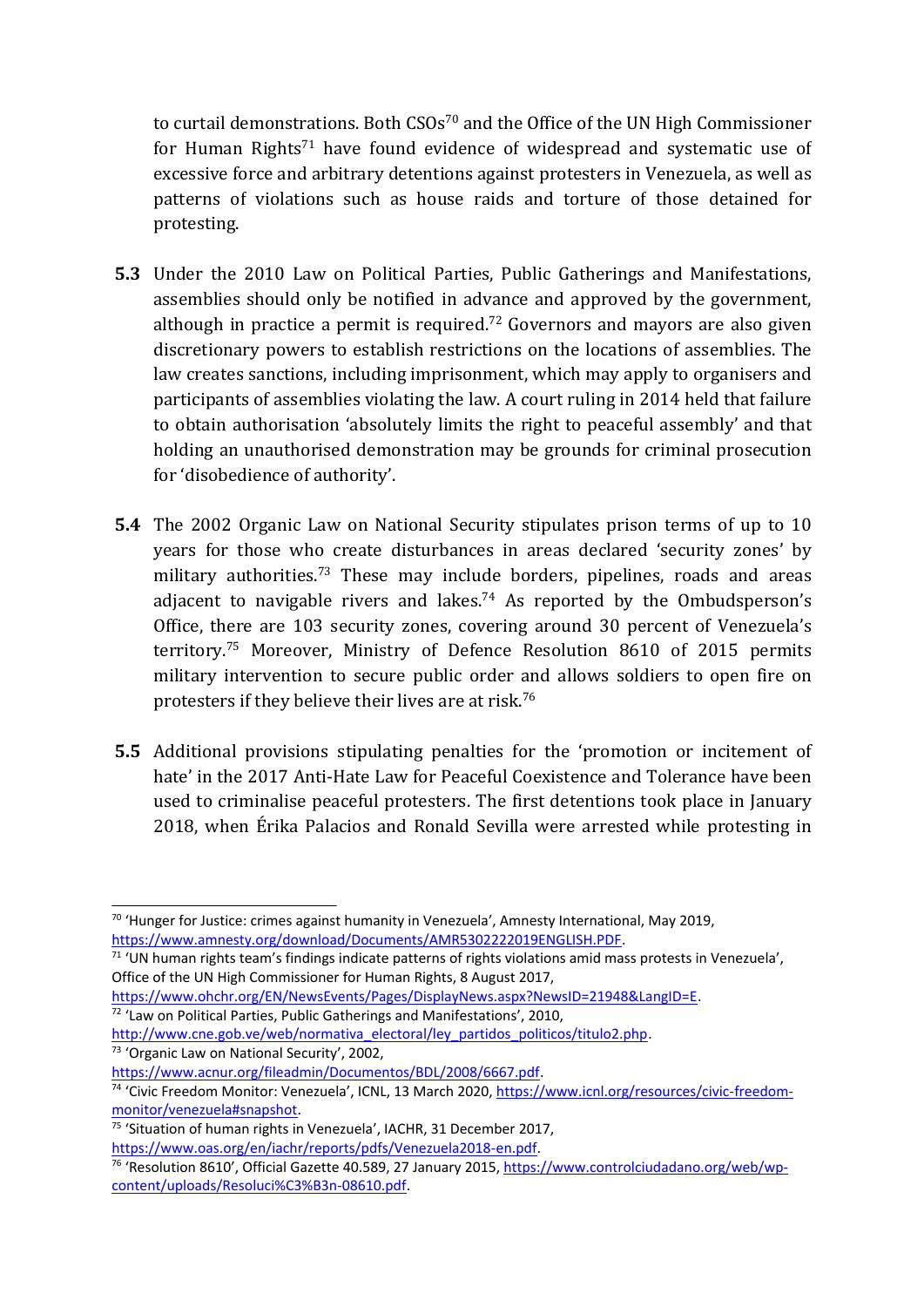to curtail demonstrations. Both CSOs[70] and the Office of the UN High Commissioner for Human Rights[71] have found evidence of widespread and systematic use of excessive force and arbitrary detentions against protesters in Venezuela, as well as patterns of violations such as house raids and torture of those detained for protesting.

**5.3** Under the 2010 Law on Political Parties, Public Gatherings and Manifestations, assemblies should only be notified in advance and approved by the government, although in practice a permit is required.[72] Governors and mayors are also given discretionary powers to establish restrictions on the locations of assemblies. The law creates sanctions, including imprisonment, which may apply to organisers and participants of assemblies violating the law. A court ruling in 2014 held that failure to obtain authorisation 'absolutely limits the right to peaceful assembly' and that holding an unauthorised demonstration may be grounds for criminal prosecution for 'disobedience of authority'.

**5.4** The 2002 Organic Law on National Security stipulates prison terms of up to 10 years for those who create disturbances in areas declared 'security zones' by military authorities.[73] These may include borders, pipelines, roads and areas adjacent to navigable rivers and lakes.[74] As reported by the Ombudsperson's Office, there are 103 security zones, covering around 30 percent of Venezuela's territory.[75] Moreover, Ministry of Defence Resolution 8610 of 2015 permits military intervention to secure public order and allows soldiers to open fire on protesters if they believe their lives are at risk.[76]

**5.5** Additional provisions stipulating penalties for the 'promotion or incitement of hate' in the 2017 Anti-Hate Law for Peaceful Coexistence and Tolerance have been used to criminalise peaceful protesters. The first detentions took place in January 2018, when Érika Palacios and Ronald Sevilla were arrested while protesting in

---

[70] 'Hunger for Justice: crimes against humanity in Venezuela', Amnesty International, May 2019, https://www.amnesty.org/download/Documents/AMR5302222019ENGLISH.PDF.

[71] 'UN human rights team's findings indicate patterns of rights violations amid mass protests in Venezuela', Office of the UN High Commissioner for Human Rights, 8 August 2017, https://www.ohchr.org/EN/NewsEvents/Pages/DisplayNews.aspx?NewsID=21948&LangID=E.

[72] 'Law on Political Parties, Public Gatherings and Manifestations', 2010, http://www.cne.gob.ve/web/normativa_electoral/ley_partidos_politicos/titulo2.php.

[73] 'Organic Law on National Security', 2002, https://www.acnur.org/fileadmin/Documentos/BDL/2008/6667.pdf.

[74] 'Civic Freedom Monitor: Venezuela', ICNL, 13 March 2020, https://www.icnl.org/resources/civic-freedom-monitor/venezuela#snapshot.

[75] 'Situation of human rights in Venezuela', IACHR, 31 December 2017, https://www.oas.org/en/iachr/reports/pdfs/Venezuela2018-en.pdf.

[76] 'Resolution 8610', Official Gazette 40.589, 27 January 2015, https://www.controlciudadano.org/web/wp-content/uploads/Resoluci%C3%B3n-08610.pdf.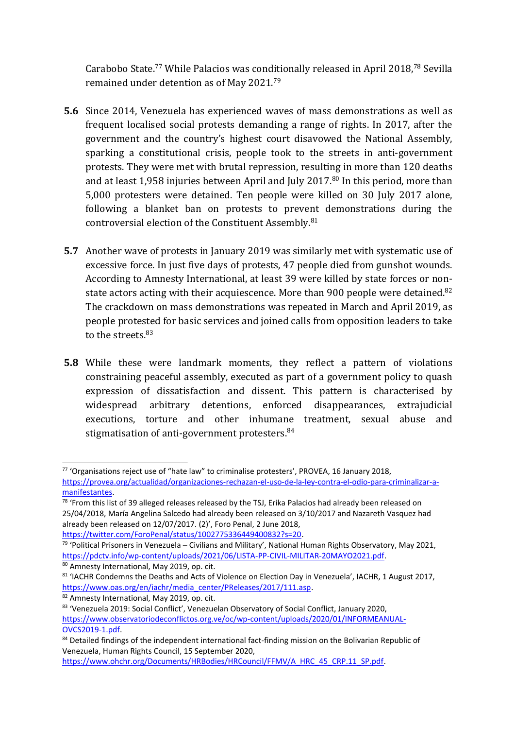Carabobo State.[77] While Palacios was conditionally released in April 2018,[78] Sevilla remained under detention as of May 2021.[79]

**5.6** Since 2014, Venezuela has experienced waves of mass demonstrations as well as frequent localised social protests demanding a range of rights. In 2017, after the government and the country's highest court disavowed the National Assembly, sparking a constitutional crisis, people took to the streets in anti-government protests. They were met with brutal repression, resulting in more than 120 deaths and at least 1,958 injuries between April and July 2017.[80] In this period, more than 5,000 protesters were detained. Ten people were killed on 30 July 2017 alone, following a blanket ban on protests to prevent demonstrations during the controversial election of the Constituent Assembly.[81]

**5.7** Another wave of protests in January 2019 was similarly met with systematic use of excessive force. In just five days of protests, 47 people died from gunshot wounds. According to Amnesty International, at least 39 were killed by state forces or non-state actors acting with their acquiescence. More than 900 people were detained.[82] The crackdown on mass demonstrations was repeated in March and April 2019, as people protested for basic services and joined calls from opposition leaders to take to the streets.[83]

**5.8** While these were landmark moments, they reflect a pattern of violations constraining peaceful assembly, executed as part of a government policy to quash expression of dissatisfaction and dissent. This pattern is characterised by widespread arbitrary detentions, enforced disappearances, extrajudicial executions, torture and other inhumane treatment, sexual abuse and stigmatisation of anti-government protesters.[84]

---

[77] 'Organisations reject use of "hate law" to criminalise protesters', PROVEA, 16 January 2018, https://provea.org/actualidad/organizaciones-rechazan-el-uso-de-la-ley-contra-el-odio-para-criminalizar-a-manifestantes.

[78] 'From this list of 39 alleged releases released by the TSJ, Erika Palacios had already been released on 25/04/2018, María Angelina Salcedo had already been released on 3/10/2017 and Nazareth Vasquez had already been released on 12/07/2017. (2)', Foro Penal, 2 June 2018, https://twitter.com/ForoPenal/status/1002775336449400832?s=20.

[79] 'Political Prisoners in Venezuela – Civilians and Military', National Human Rights Observatory, May 2021, https://pdctv.info/wp-content/uploads/2021/06/LISTA-PP-CIVIL-MILITAR-20MAYO2021.pdf.

[80] Amnesty International, May 2019, op. cit.

[81] 'IACHR Condemns the Deaths and Acts of Violence on Election Day in Venezuela', IACHR, 1 August 2017, https://www.oas.org/en/iachr/media_center/PReleases/2017/111.asp.

[82] Amnesty International, May 2019, op. cit.

[83] 'Venezuela 2019: Social Conflict', Venezuelan Observatory of Social Conflict, January 2020, https://www.observatoriodeconflictos.org.ve/oc/wp-content/uploads/2020/01/INFORMEANUAL-OVCS2019-1.pdf.

[84] Detailed findings of the independent international fact-finding mission on the Bolivarian Republic of Venezuela, Human Rights Council, 15 September 2020, https://www.ohchr.org/Documents/HRBodies/HRCouncil/FFMV/A_HRC_45_CRP.11_SP.pdf.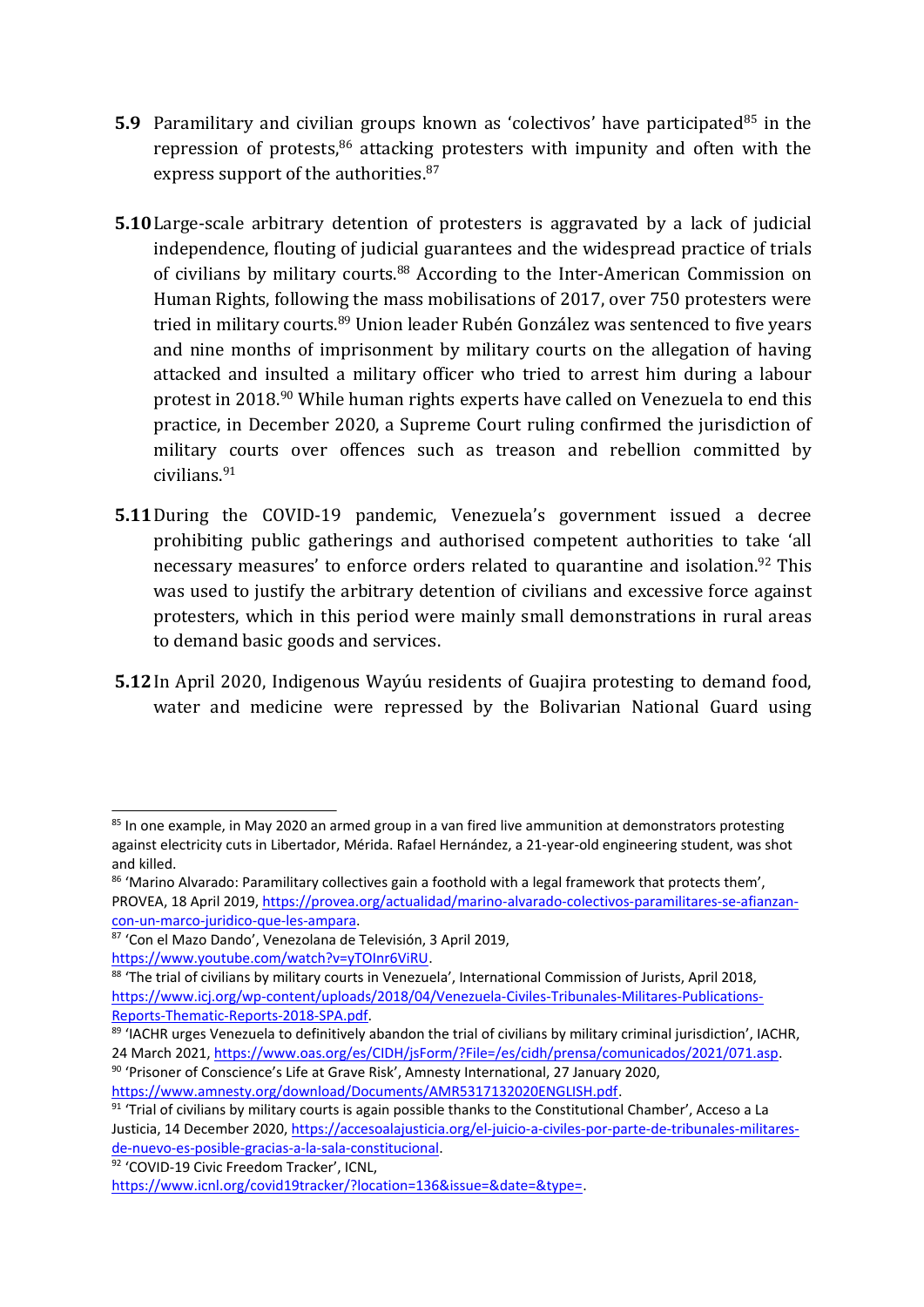**5.9** Paramilitary and civilian groups known as 'colectivos' have participated[85] in the repression of protests,[86] attacking protesters with impunity and often with the express support of the authorities.[87]

**5.10** Large-scale arbitrary detention of protesters is aggravated by a lack of judicial independence, flouting of judicial guarantees and the widespread practice of trials of civilians by military courts.[88] According to the Inter-American Commission on Human Rights, following the mass mobilisations of 2017, over 750 protesters were tried in military courts.[89] Union leader Rubén González was sentenced to five years and nine months of imprisonment by military courts on the allegation of having attacked and insulted a military officer who tried to arrest him during a labour protest in 2018.[90] While human rights experts have called on Venezuela to end this practice, in December 2020, a Supreme Court ruling confirmed the jurisdiction of military courts over offences such as treason and rebellion committed by civilians.[91]

**5.11** During the COVID-19 pandemic, Venezuela's government issued a decree prohibiting public gatherings and authorised competent authorities to take 'all necessary measures' to enforce orders related to quarantine and isolation.[92] This was used to justify the arbitrary detention of civilians and excessive force against protesters, which in this period were mainly small demonstrations in rural areas to demand basic goods and services.

**5.12** In April 2020, Indigenous Wayúu residents of Guajira protesting to demand food, water and medicine were repressed by the Bolivarian National Guard using

---

[85] In one example, in May 2020 an armed group in a van fired live ammunition at demonstrators protesting against electricity cuts in Libertador, Mérida. Rafael Hernández, a 21-year-old engineering student, was shot and killed.

[86] 'Marino Alvarado: Paramilitary collectives gain a foothold with a legal framework that protects them', PROVEA, 18 April 2019, https://provea.org/actualidad/marino-alvarado-colectivos-paramilitares-se-afianzan-con-un-marco-juridico-que-les-ampara.

[87] 'Con el Mazo Dando', Venezolana de Televisión, 3 April 2019, https://www.youtube.com/watch?v=yTOInr6ViRU.

[88] 'The trial of civilians by military courts in Venezuela', International Commission of Jurists, April 2018, https://www.icj.org/wp-content/uploads/2018/04/Venezuela-Civiles-Tribunales-Militares-Publications-Reports-Thematic-Reports-2018-SPA.pdf.

[89] 'IACHR urges Venezuela to definitively abandon the trial of civilians by military criminal jurisdiction', IACHR, 24 March 2021, https://www.oas.org/es/CIDH/jsForm/?File=/es/cidh/prensa/comunicados/2021/071.asp.

[90] 'Prisoner of Conscience's Life at Grave Risk', Amnesty International, 27 January 2020, https://www.amnesty.org/download/Documents/AMR5317132020ENGLISH.pdf.

[91] 'Trial of civilians by military courts is again possible thanks to the Constitutional Chamber', Acceso a La Justicia, 14 December 2020, https://accesoalajusticia.org/el-juicio-a-civiles-por-parte-de-tribunales-militares-de-nuevo-es-posible-gracias-a-la-sala-constitucional.

[92] 'COVID-19 Civic Freedom Tracker', ICNL, https://www.icnl.org/covid19tracker/?location=136&issue=&date=&type=.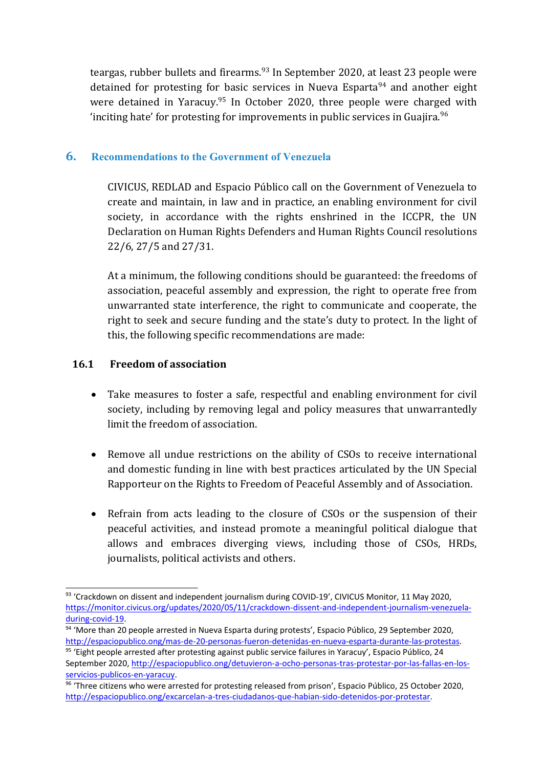teargas, rubber bullets and firearms.[93] In September 2020, at least 23 people were detained for protesting for basic services in Nueva Esparta[94] and another eight were detained in Yaracuy.[95] In October 2020, three people were charged with 'inciting hate' for protesting for improvements in public services in Guajira.[96]

## 6. Recommendations to the Government of Venezuela

CIVICUS, REDLAD and Espacio Público call on the Government of Venezuela to create and maintain, in law and in practice, an enabling environment for civil society, in accordance with the rights enshrined in the ICCPR, the UN Declaration on Human Rights Defenders and Human Rights Council resolutions 22/6, 27/5 and 27/31.

At a minimum, the following conditions should be guaranteed: the freedoms of association, peaceful assembly and expression, the right to operate free from unwarranted state interference, the right to communicate and cooperate, the right to seek and secure funding and the state's duty to protect. In the light of this, the following specific recommendations are made:

### 16.1 Freedom of association

- Take measures to foster a safe, respectful and enabling environment for civil society, including by removing legal and policy measures that unwarrantedly limit the freedom of association.
- Remove all undue restrictions on the ability of CSOs to receive international and domestic funding in line with best practices articulated by the UN Special Rapporteur on the Rights to Freedom of Peaceful Assembly and of Association.
- Refrain from acts leading to the closure of CSOs or the suspension of their peaceful activities, and instead promote a meaningful political dialogue that allows and embraces diverging views, including those of CSOs, HRDs, journalists, political activists and others.

---

[93] 'Crackdown on dissent and independent journalism during COVID-19', CIVICUS Monitor, 11 May 2020, https://monitor.civicus.org/updates/2020/05/11/crackdown-dissent-and-independent-journalism-venezuela-during-covid-19.

[94] 'More than 20 people arrested in Nueva Esparta during protests', Espacio Público, 29 September 2020, http://espaciopublico.ong/mas-de-20-personas-fueron-detenidas-en-nueva-esparta-durante-las-protestas.

[95] 'Eight people arrested after protesting against public service failures in Yaracuy', Espacio Público, 24 September 2020, http://espaciopublico.ong/detuvieron-a-ocho-personas-tras-protestar-por-las-fallas-en-los-servicios-publicos-en-yaracuy.

[96] 'Three citizens who were arrested for protesting released from prison', Espacio Público, 25 October 2020, http://espaciopublico.ong/excarcelan-a-tres-ciudadanos-que-habian-sido-detenidos-por-protestar.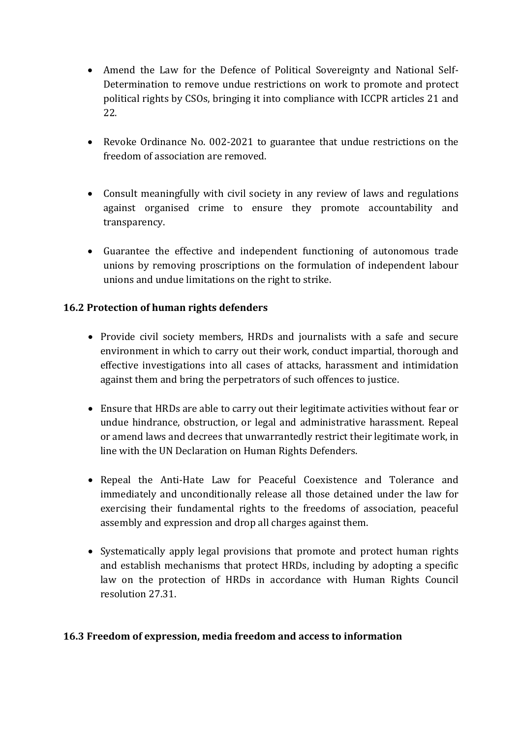- Amend the Law for the Defence of Political Sovereignty and National Self-Determination to remove undue restrictions on work to promote and protect political rights by CSOs, bringing it into compliance with ICCPR articles 21 and 22.

- Revoke Ordinance No. 002-2021 to guarantee that undue restrictions on the freedom of association are removed.

- Consult meaningfully with civil society in any review of laws and regulations against organised crime to ensure they promote accountability and transparency.

- Guarantee the effective and independent functioning of autonomous trade unions by removing proscriptions on the formulation of independent labour unions and undue limitations on the right to strike.

### 16.2 Protection of human rights defenders

- Provide civil society members, HRDs and journalists with a safe and secure environment in which to carry out their work, conduct impartial, thorough and effective investigations into all cases of attacks, harassment and intimidation against them and bring the perpetrators of such offences to justice.

- Ensure that HRDs are able to carry out their legitimate activities without fear or undue hindrance, obstruction, or legal and administrative harassment. Repeal or amend laws and decrees that unwarrantedly restrict their legitimate work, in line with the UN Declaration on Human Rights Defenders.

- Repeal the Anti-Hate Law for Peaceful Coexistence and Tolerance and immediately and unconditionally release all those detained under the law for exercising their fundamental rights to the freedoms of association, peaceful assembly and expression and drop all charges against them.

- Systematically apply legal provisions that promote and protect human rights and establish mechanisms that protect HRDs, including by adopting a specific law on the protection of HRDs in accordance with Human Rights Council resolution 27.31.

### 16.3 Freedom of expression, media freedom and access to information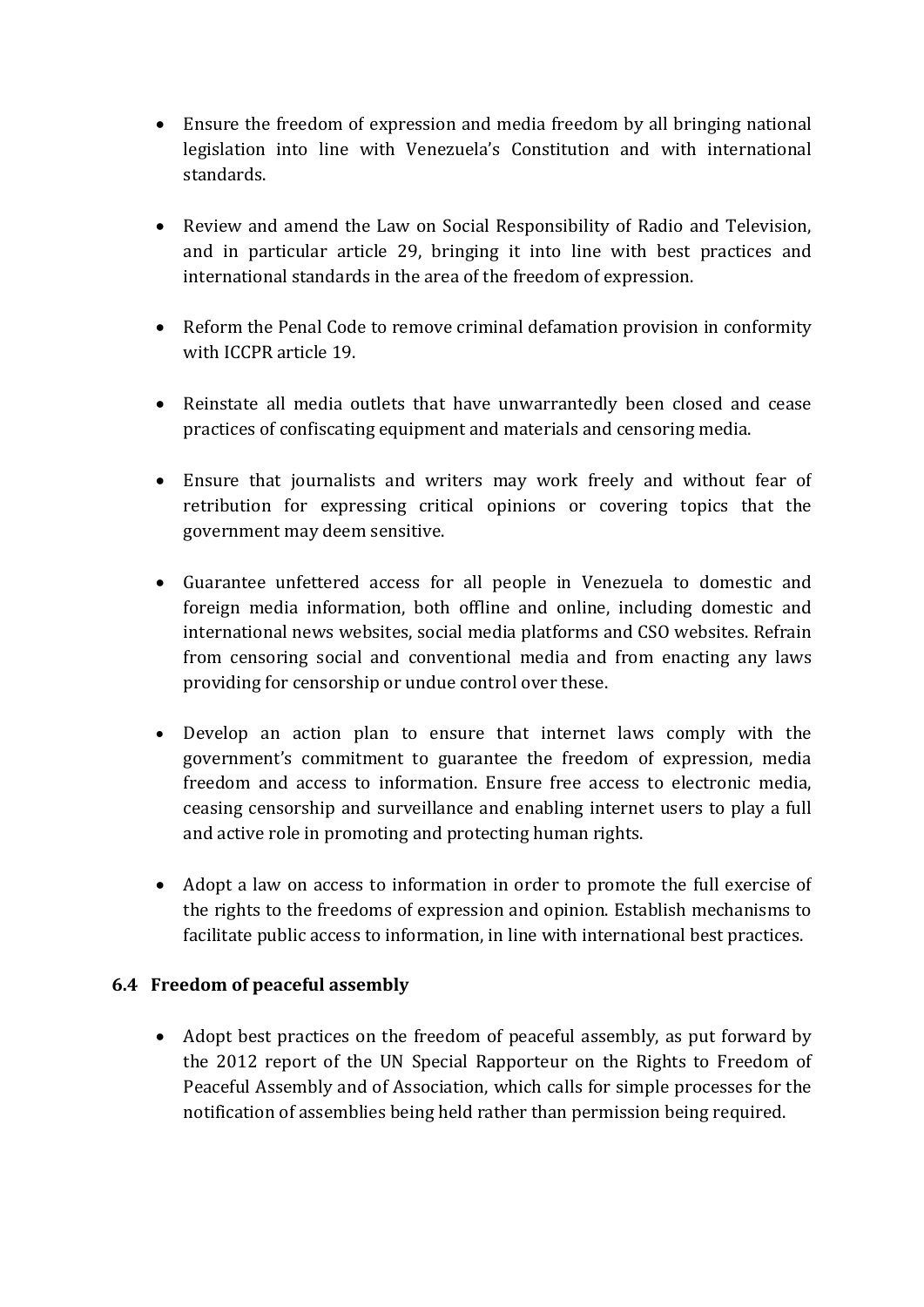- Ensure the freedom of expression and media freedom by all bringing national legislation into line with Venezuela's Constitution and with international standards.

- Review and amend the Law on Social Responsibility of Radio and Television, and in particular article 29, bringing it into line with best practices and international standards in the area of the freedom of expression.

- Reform the Penal Code to remove criminal defamation provision in conformity with ICCPR article 19.

- Reinstate all media outlets that have unwarrantedly been closed and cease practices of confiscating equipment and materials and censoring media.

- Ensure that journalists and writers may work freely and without fear of retribution for expressing critical opinions or covering topics that the government may deem sensitive.

- Guarantee unfettered access for all people in Venezuela to domestic and foreign media information, both offline and online, including domestic and international news websites, social media platforms and CSO websites. Refrain from censoring social and conventional media and from enacting any laws providing for censorship or undue control over these.

- Develop an action plan to ensure that internet laws comply with the government's commitment to guarantee the freedom of expression, media freedom and access to information. Ensure free access to electronic media, ceasing censorship and surveillance and enabling internet users to play a full and active role in promoting and protecting human rights.

- Adopt a law on access to information in order to promote the full exercise of the rights to the freedoms of expression and opinion. Establish mechanisms to facilitate public access to information, in line with international best practices.

### 6.4 Freedom of peaceful assembly

- Adopt best practices on the freedom of peaceful assembly, as put forward by the 2012 report of the UN Special Rapporteur on the Rights to Freedom of Peaceful Assembly and of Association, which calls for simple processes for the notification of assemblies being held rather than permission being required.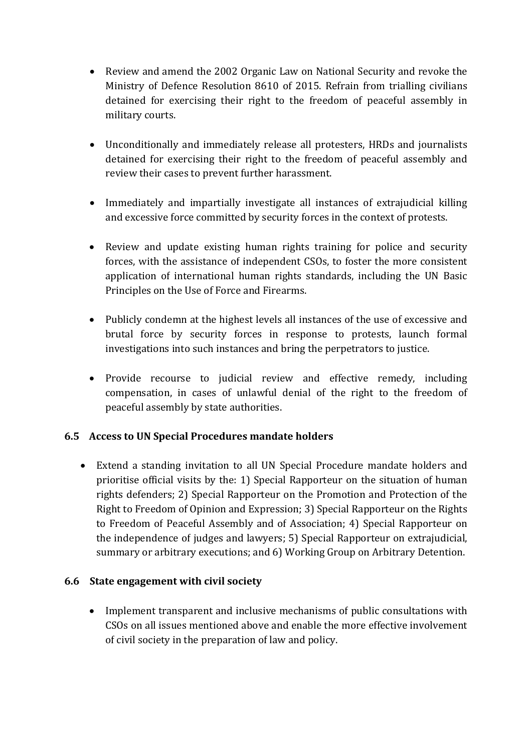- Review and amend the 2002 Organic Law on National Security and revoke the Ministry of Defence Resolution 8610 of 2015. Refrain from trialling civilians detained for exercising their right to the freedom of peaceful assembly in military courts.

- Unconditionally and immediately release all protesters, HRDs and journalists detained for exercising their right to the freedom of peaceful assembly and review their cases to prevent further harassment.

- Immediately and impartially investigate all instances of extrajudicial killing and excessive force committed by security forces in the context of protests.

- Review and update existing human rights training for police and security forces, with the assistance of independent CSOs, to foster the more consistent application of international human rights standards, including the UN Basic Principles on the Use of Force and Firearms.

- Publicly condemn at the highest levels all instances of the use of excessive and brutal force by security forces in response to protests, launch formal investigations into such instances and bring the perpetrators to justice.

- Provide recourse to judicial review and effective remedy, including compensation, in cases of unlawful denial of the right to the freedom of peaceful assembly by state authorities.

### 6.5 Access to UN Special Procedures mandate holders

- Extend a standing invitation to all UN Special Procedure mandate holders and prioritise official visits by the: 1) Special Rapporteur on the situation of human rights defenders; 2) Special Rapporteur on the Promotion and Protection of the Right to Freedom of Opinion and Expression; 3) Special Rapporteur on the Rights to Freedom of Peaceful Assembly and of Association; 4) Special Rapporteur on the independence of judges and lawyers; 5) Special Rapporteur on extrajudicial, summary or arbitrary executions; and 6) Working Group on Arbitrary Detention.

### 6.6 State engagement with civil society

- Implement transparent and inclusive mechanisms of public consultations with CSOs on all issues mentioned above and enable the more effective involvement of civil society in the preparation of law and policy.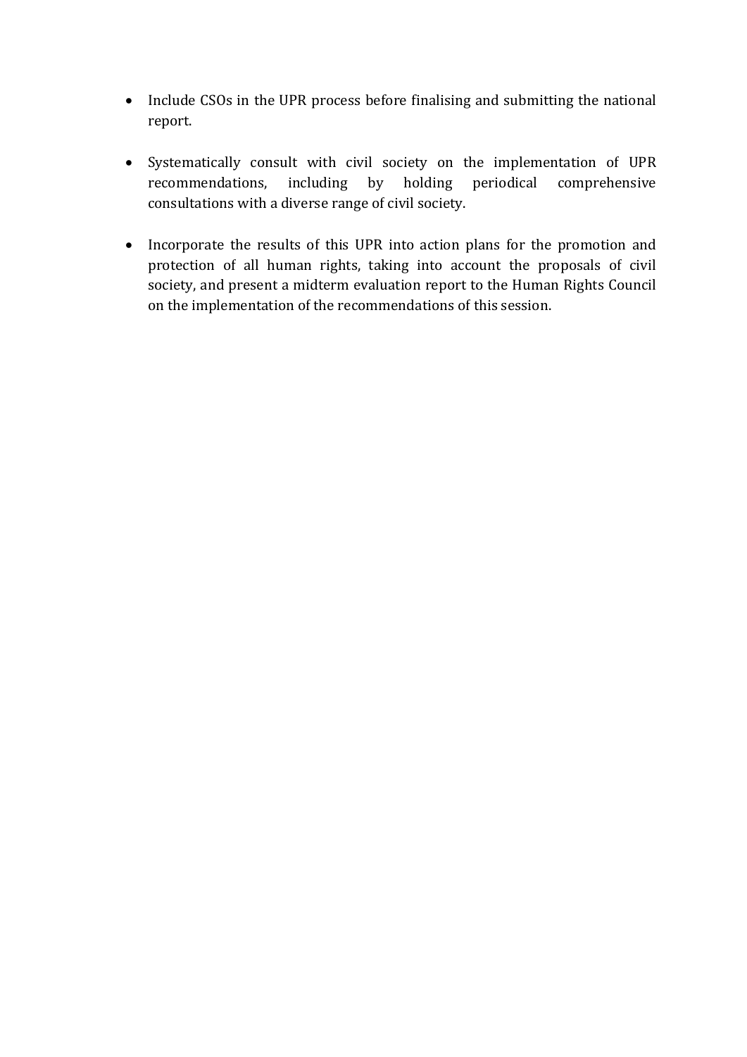- Include CSOs in the UPR process before finalising and submitting the national report.

- Systematically consult with civil society on the implementation of UPR recommendations, including by holding periodical comprehensive consultations with a diverse range of civil society.

- Incorporate the results of this UPR into action plans for the promotion and protection of all human rights, taking into account the proposals of civil society, and present a midterm evaluation report to the Human Rights Council on the implementation of the recommendations of this session.